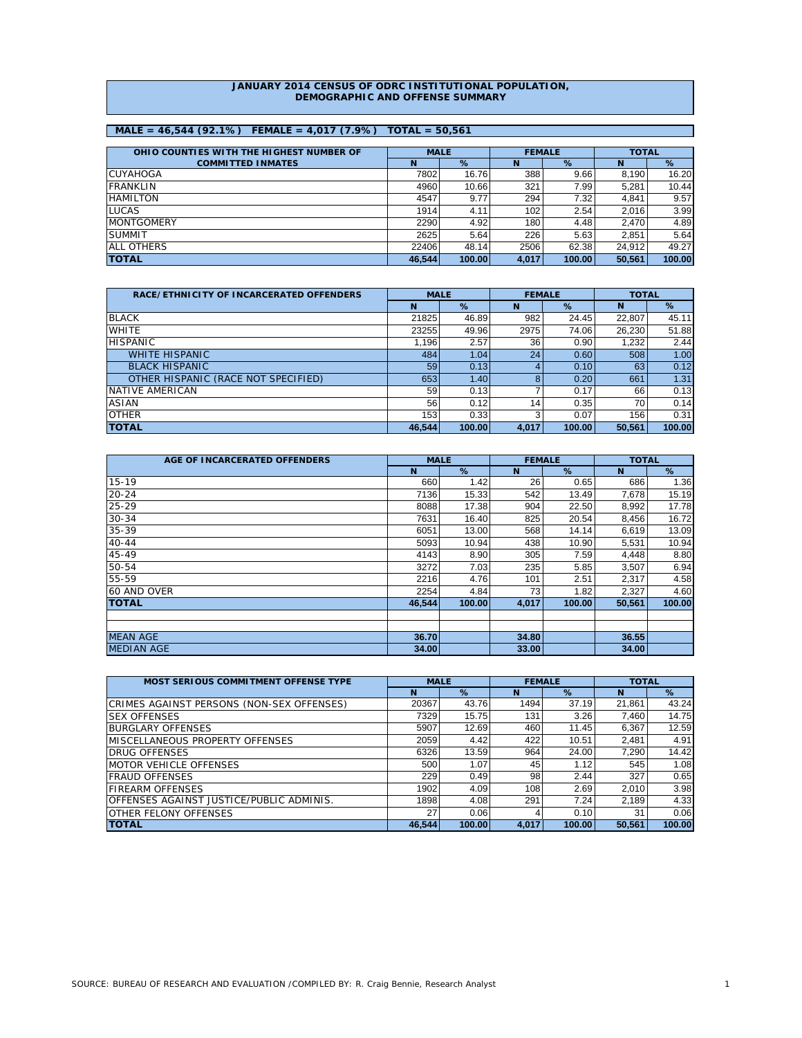# JANUARY 2014 CENSUS OF ODRC INSTITUTIONAL POPULATION, DEMOGRAPHIC AND OFFENSE SUMMARY

**MALE = 46,544 (92.1%) FEMALE = 4,017 (7.9%) TOTAL = 50,561**

| OHIO COUNTIES WITH THE HIGHEST NUMBER OF COMMITTED INMATES | MALE | | FEMALE | | TOTAL | |
|---|---|---|---|---|---|---|
| | N | % | N | % | N | % |
| CUYAHOGA | 7802 | 16.76 | 388 | 9.66 | 8,190 | 16.20 |
| FRANKLIN | 4960 | 10.66 | 321 | 7.99 | 5,281 | 10.44 |
| HAMILTON | 4547 | 9.77 | 294 | 7.32 | 4,841 | 9.57 |
| LUCAS | 1914 | 4.11 | 102 | 2.54 | 2,016 | 3.99 |
| MONTGOMERY | 2290 | 4.92 | 180 | 4.48 | 2,470 | 4.89 |
| SUMMIT | 2625 | 5.64 | 226 | 5.63 | 2,851 | 5.64 |
| ALL OTHERS | 22406 | 48.14 | 2506 | 62.38 | 24,912 | 49.27 |
| **TOTAL** | **46,544** | **100.00** | **4,017** | **100.00** | **50,561** | **100.00** |

| RACE/ETHNICITY OF INCARCERATED OFFENDERS | MALE | | FEMALE | | TOTAL | |
|---|---|---|---|---|---|---|
| | N | % | N | % | N | % |
| BLACK | 21825 | 46.89 | 982 | 24.45 | 22,807 | 45.11 |
| WHITE | 23255 | 49.96 | 2975 | 74.06 | 26,230 | 51.88 |
| HISPANIC | 1,196 | 2.57 | 36 | 0.90 | 1,232 | 2.44 |
| WHITE HISPANIC | 484 | 1.04 | 24 | 0.60 | 508 | 1.00 |
| BLACK HISPANIC | 59 | 0.13 | 4 | 0.10 | 63 | 0.12 |
| OTHER HISPANIC (RACE NOT SPECIFIED) | 653 | 1.40 | 8 | 0.20 | 661 | 1.31 |
| NATIVE AMERICAN | 59 | 0.13 | 7 | 0.17 | 66 | 0.13 |
| ASIAN | 56 | 0.12 | 14 | 0.35 | 70 | 0.14 |
| OTHER | 153 | 0.33 | 3 | 0.07 | 156 | 0.31 |
| **TOTAL** | **46,544** | **100.00** | **4,017** | **100.00** | **50,561** | **100.00** |

| AGE OF INCARCERATED OFFENDERS | MALE | | FEMALE | | TOTAL | |
|---|---|---|---|---|---|---|
| | N | % | N | % | N | % |
| 15-19 | 660 | 1.42 | 26 | 0.65 | 686 | 1.36 |
| 20-24 | 7136 | 15.33 | 542 | 13.49 | 7,678 | 15.19 |
| 25-29 | 8088 | 17.38 | 904 | 22.50 | 8,992 | 17.78 |
| 30-34 | 7631 | 16.40 | 825 | 20.54 | 8,456 | 16.72 |
| 35-39 | 6051 | 13.00 | 568 | 14.14 | 6,619 | 13.09 |
| 40-44 | 5093 | 10.94 | 438 | 10.90 | 5,531 | 10.94 |
| 45-49 | 4143 | 8.90 | 305 | 7.59 | 4,448 | 8.80 |
| 50-54 | 3272 | 7.03 | 235 | 5.85 | 3,507 | 6.94 |
| 55-59 | 2216 | 4.76 | 101 | 2.51 | 2,317 | 4.58 |
| 60 AND OVER | 2254 | 4.84 | 73 | 1.82 | 2,327 | 4.60 |
| **TOTAL** | **46,544** | **100.00** | **4,017** | **100.00** | **50,561** | **100.00** |
| | | | | | | |
| | | | | | | |
| MEAN AGE | **36.70** | | **34.80** | | **36.55** | |
| MEDIAN AGE | **34.00** | | **33.00** | | **34.00** | |

| MOST SERIOUS COMMITMENT OFFENSE TYPE | MALE | | FEMALE | | TOTAL | |
|---|---|---|---|---|---|---|
| | N | % | N | % | N | % |
| CRIMES AGAINST PERSONS (NON-SEX OFFENSES) | 20367 | 43.76 | 1494 | 37.19 | 21,861 | 43.24 |
| SEX OFFENSES | 7329 | 15.75 | 131 | 3.26 | 7,460 | 14.75 |
| BURGLARY OFFENSES | 5907 | 12.69 | 460 | 11.45 | 6,367 | 12.59 |
| MISCELLANEOUS PROPERTY OFFENSES | 2059 | 4.42 | 422 | 10.51 | 2,481 | 4.91 |
| DRUG OFFENSES | 6326 | 13.59 | 964 | 24.00 | 7,290 | 14.42 |
| MOTOR VEHICLE OFFENSES | 500 | 1.07 | 45 | 1.12 | 545 | 1.08 |
| FRAUD OFFENSES | 229 | 0.49 | 98 | 2.44 | 327 | 0.65 |
| FIREARM OFFENSES | 1902 | 4.09 | 108 | 2.69 | 2,010 | 3.98 |
| OFFENSES AGAINST JUSTICE/PUBLIC ADMINIS. | 1898 | 4.08 | 291 | 7.24 | 2,189 | 4.33 |
| OTHER FELONY OFFENSES | 27 | 0.06 | 4 | 0.10 | 31 | 0.06 |
| **TOTAL** | **46,544** | **100.00** | **4,017** | **100.00** | **50,561** | **100.00** |

SOURCE: BUREAU OF RESEARCH AND EVALUATION /COMPILED BY: R. Craig Bennie, Research Analyst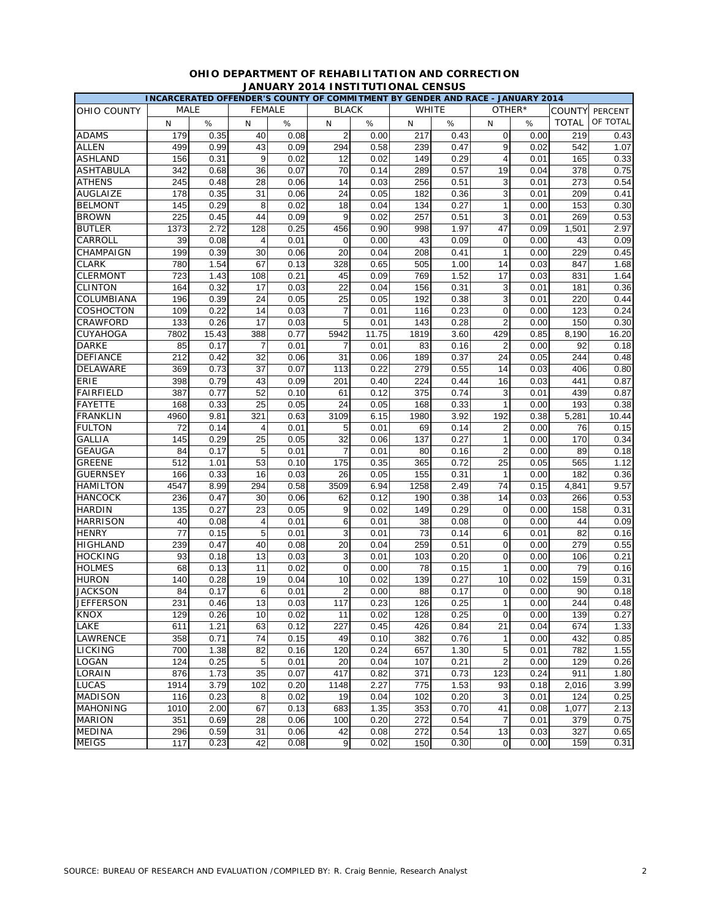## OHIO DEPARTMENT OF REHABILITATION AND CORRECTION
## JANUARY 2014 INSTITUTIONAL CENSUS

**INCARCERATED OFFENDER'S COUNTY OF COMMITMENT BY GENDER AND RACE - JANUARY 2014**

| OHIO COUNTY | MALE | | FEMALE | | BLACK | | WHITE | | OTHER* | | COUNTY TOTAL | PERCENT OF TOTAL |
|---|---|---|---|---|---|---|---|---|---|---|---|---|
| | N | % | N | % | N | % | N | % | N | % | | |
| ADAMS | 179 | 0.35 | 40 | 0.08 | 2 | 0.00 | 217 | 0.43 | 0 | 0.00 | 219 | 0.43 |
| ALLEN | 499 | 0.99 | 43 | 0.09 | 294 | 0.58 | 239 | 0.47 | 9 | 0.02 | 542 | 1.07 |
| ASHLAND | 156 | 0.31 | 9 | 0.02 | 12 | 0.02 | 149 | 0.29 | 4 | 0.01 | 165 | 0.33 |
| ASHTABULA | 342 | 0.68 | 36 | 0.07 | 70 | 0.14 | 289 | 0.57 | 19 | 0.04 | 378 | 0.75 |
| ATHENS | 245 | 0.48 | 28 | 0.06 | 14 | 0.03 | 256 | 0.51 | 3 | 0.01 | 273 | 0.54 |
| AUGLAIZE | 178 | 0.35 | 31 | 0.06 | 24 | 0.05 | 182 | 0.36 | 3 | 0.01 | 209 | 0.41 |
| BELMONT | 145 | 0.29 | 8 | 0.02 | 18 | 0.04 | 134 | 0.27 | 1 | 0.00 | 153 | 0.30 |
| BROWN | 225 | 0.45 | 44 | 0.09 | 9 | 0.02 | 257 | 0.51 | 3 | 0.01 | 269 | 0.53 |
| BUTLER | 1373 | 2.72 | 128 | 0.25 | 456 | 0.90 | 998 | 1.97 | 47 | 0.09 | 1,501 | 2.97 |
| CARROLL | 39 | 0.08 | 4 | 0.01 | 0 | 0.00 | 43 | 0.09 | 0 | 0.00 | 43 | 0.09 |
| CHAMPAIGN | 199 | 0.39 | 30 | 0.06 | 20 | 0.04 | 208 | 0.41 | 1 | 0.00 | 229 | 0.45 |
| CLARK | 780 | 1.54 | 67 | 0.13 | 328 | 0.65 | 505 | 1.00 | 14 | 0.03 | 847 | 1.68 |
| CLERMONT | 723 | 1.43 | 108 | 0.21 | 45 | 0.09 | 769 | 1.52 | 17 | 0.03 | 831 | 1.64 |
| CLINTON | 164 | 0.32 | 17 | 0.03 | 22 | 0.04 | 156 | 0.31 | 3 | 0.01 | 181 | 0.36 |
| COLUMBIANA | 196 | 0.39 | 24 | 0.05 | 25 | 0.05 | 192 | 0.38 | 3 | 0.01 | 220 | 0.44 |
| COSHOCTON | 109 | 0.22 | 14 | 0.03 | 7 | 0.01 | 116 | 0.23 | 0 | 0.00 | 123 | 0.24 |
| CRAWFORD | 133 | 0.26 | 17 | 0.03 | 5 | 0.01 | 143 | 0.28 | 2 | 0.00 | 150 | 0.30 |
| CUYAHOGA | 7802 | 15.43 | 388 | 0.77 | 5942 | 11.75 | 1819 | 3.60 | 429 | 0.85 | 8,190 | 16.20 |
| DARKE | 85 | 0.17 | 7 | 0.01 | 7 | 0.01 | 83 | 0.16 | 2 | 0.00 | 92 | 0.18 |
| DEFIANCE | 212 | 0.42 | 32 | 0.06 | 31 | 0.06 | 189 | 0.37 | 24 | 0.05 | 244 | 0.48 |
| DELAWARE | 369 | 0.73 | 37 | 0.07 | 113 | 0.22 | 279 | 0.55 | 14 | 0.03 | 406 | 0.80 |
| ERIE | 398 | 0.79 | 43 | 0.09 | 201 | 0.40 | 224 | 0.44 | 16 | 0.03 | 441 | 0.87 |
| FAIRFIELD | 387 | 0.77 | 52 | 0.10 | 61 | 0.12 | 375 | 0.74 | 3 | 0.01 | 439 | 0.87 |
| FAYETTE | 168 | 0.33 | 25 | 0.05 | 24 | 0.05 | 168 | 0.33 | 1 | 0.00 | 193 | 0.38 |
| FRANKLIN | 4960 | 9.81 | 321 | 0.63 | 3109 | 6.15 | 1980 | 3.92 | 192 | 0.38 | 5,281 | 10.44 |
| FULTON | 72 | 0.14 | 4 | 0.01 | 5 | 0.01 | 69 | 0.14 | 2 | 0.00 | 76 | 0.15 |
| GALLIA | 145 | 0.29 | 25 | 0.05 | 32 | 0.06 | 137 | 0.27 | 1 | 0.00 | 170 | 0.34 |
| GEAUGA | 84 | 0.17 | 5 | 0.01 | 7 | 0.01 | 80 | 0.16 | 2 | 0.00 | 89 | 0.18 |
| GREENE | 512 | 1.01 | 53 | 0.10 | 175 | 0.35 | 365 | 0.72 | 25 | 0.05 | 565 | 1.12 |
| GUERNSEY | 166 | 0.33 | 16 | 0.03 | 26 | 0.05 | 155 | 0.31 | 1 | 0.00 | 182 | 0.36 |
| HAMILTON | 4547 | 8.99 | 294 | 0.58 | 3509 | 6.94 | 1258 | 2.49 | 74 | 0.15 | 4,841 | 9.57 |
| HANCOCK | 236 | 0.47 | 30 | 0.06 | 62 | 0.12 | 190 | 0.38 | 14 | 0.03 | 266 | 0.53 |
| HARDIN | 135 | 0.27 | 23 | 0.05 | 9 | 0.02 | 149 | 0.29 | 0 | 0.00 | 158 | 0.31 |
| HARRISON | 40 | 0.08 | 4 | 0.01 | 6 | 0.01 | 38 | 0.08 | 0 | 0.00 | 44 | 0.09 |
| HENRY | 77 | 0.15 | 5 | 0.01 | 3 | 0.01 | 73 | 0.14 | 6 | 0.01 | 82 | 0.16 |
| HIGHLAND | 239 | 0.47 | 40 | 0.08 | 20 | 0.04 | 259 | 0.51 | 0 | 0.00 | 279 | 0.55 |
| HOCKING | 93 | 0.18 | 13 | 0.03 | 3 | 0.01 | 103 | 0.20 | 0 | 0.00 | 106 | 0.21 |
| HOLMES | 68 | 0.13 | 11 | 0.02 | 0 | 0.00 | 78 | 0.15 | 1 | 0.00 | 79 | 0.16 |
| HURON | 140 | 0.28 | 19 | 0.04 | 10 | 0.02 | 139 | 0.27 | 10 | 0.02 | 159 | 0.31 |
| JACKSON | 84 | 0.17 | 6 | 0.01 | 2 | 0.00 | 88 | 0.17 | 0 | 0.00 | 90 | 0.18 |
| JEFFERSON | 231 | 0.46 | 13 | 0.03 | 117 | 0.23 | 126 | 0.25 | 1 | 0.00 | 244 | 0.48 |
| KNOX | 129 | 0.26 | 10 | 0.02 | 11 | 0.02 | 128 | 0.25 | 0 | 0.00 | 139 | 0.27 |
| LAKE | 611 | 1.21 | 63 | 0.12 | 227 | 0.45 | 426 | 0.84 | 21 | 0.04 | 674 | 1.33 |
| LAWRENCE | 358 | 0.71 | 74 | 0.15 | 49 | 0.10 | 382 | 0.76 | 1 | 0.00 | 432 | 0.85 |
| LICKING | 700 | 1.38 | 82 | 0.16 | 120 | 0.24 | 657 | 1.30 | 5 | 0.01 | 782 | 1.55 |
| LOGAN | 124 | 0.25 | 5 | 0.01 | 20 | 0.04 | 107 | 0.21 | 2 | 0.00 | 129 | 0.26 |
| LORAIN | 876 | 1.73 | 35 | 0.07 | 417 | 0.82 | 371 | 0.73 | 123 | 0.24 | 911 | 1.80 |
| LUCAS | 1914 | 3.79 | 102 | 0.20 | 1148 | 2.27 | 775 | 1.53 | 93 | 0.18 | 2,016 | 3.99 |
| MADISON | 116 | 0.23 | 8 | 0.02 | 19 | 0.04 | 102 | 0.20 | 3 | 0.01 | 124 | 0.25 |
| MAHONING | 1010 | 2.00 | 67 | 0.13 | 683 | 1.35 | 353 | 0.70 | 41 | 0.08 | 1,077 | 2.13 |
| MARION | 351 | 0.69 | 28 | 0.06 | 100 | 0.20 | 272 | 0.54 | 7 | 0.01 | 379 | 0.75 |
| MEDINA | 296 | 0.59 | 31 | 0.06 | 42 | 0.08 | 272 | 0.54 | 13 | 0.03 | 327 | 0.65 |
| MEIGS | 117 | 0.23 | 42 | 0.08 | 9 | 0.02 | 150 | 0.30 | 0 | 0.00 | 159 | 0.31 |

SOURCE: BUREAU OF RESEARCH AND EVALUATION /COMPILED BY: R. Craig Bennie, Research Analyst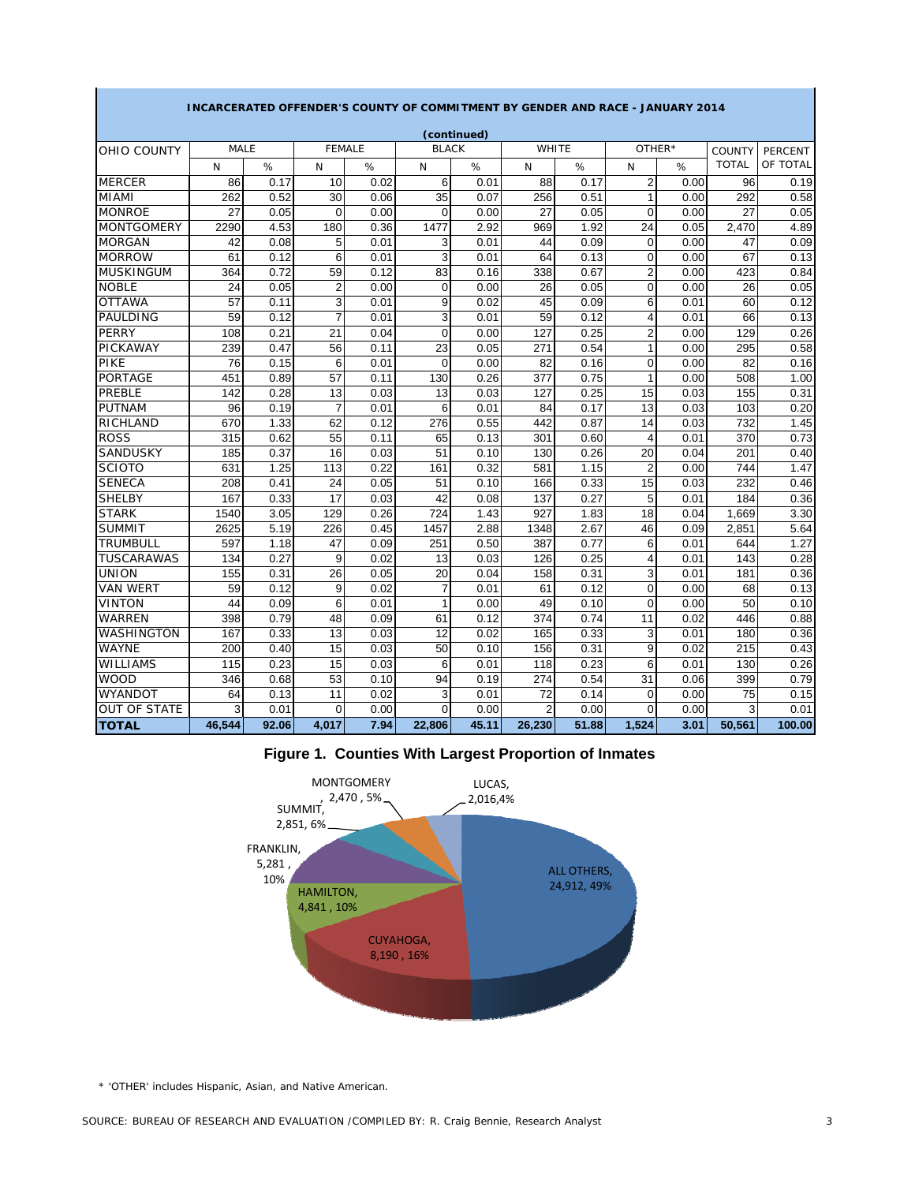**INCARCERATED OFFENDER'S COUNTY OF COMMITMENT BY GENDER AND RACE - JANUARY 2014**

(continued)

| OHIO COUNTY | MALE | | FEMALE | | BLACK | | WHITE | | OTHER* | | COUNTY TOTAL | PERCENT OF TOTAL |
|---|---|---|---|---|---|---|---|---|---|---|---|---|
| | N | % | N | % | N | % | N | % | N | % | | |
| MERCER | 86 | 0.17 | 10 | 0.02 | 6 | 0.01 | 88 | 0.17 | 2 | 0.00 | 96 | 0.19 |
| MIAMI | 262 | 0.52 | 30 | 0.06 | 35 | 0.07 | 256 | 0.51 | 1 | 0.00 | 292 | 0.58 |
| MONROE | 27 | 0.05 | 0 | 0.00 | 0 | 0.00 | 27 | 0.05 | 0 | 0.00 | 27 | 0.05 |
| MONTGOMERY | 2290 | 4.53 | 180 | 0.36 | 1477 | 2.92 | 969 | 1.92 | 24 | 0.05 | 2,470 | 4.89 |
| MORGAN | 42 | 0.08 | 5 | 0.01 | 3 | 0.01 | 44 | 0.09 | 0 | 0.00 | 47 | 0.09 |
| MORROW | 61 | 0.12 | 6 | 0.01 | 3 | 0.01 | 64 | 0.13 | 0 | 0.00 | 67 | 0.13 |
| MUSKINGUM | 364 | 0.72 | 59 | 0.12 | 83 | 0.16 | 338 | 0.67 | 2 | 0.00 | 423 | 0.84 |
| NOBLE | 24 | 0.05 | 2 | 0.00 | 0 | 0.00 | 26 | 0.05 | 0 | 0.00 | 26 | 0.05 |
| OTTAWA | 57 | 0.11 | 3 | 0.01 | 9 | 0.02 | 45 | 0.09 | 6 | 0.01 | 60 | 0.12 |
| PAULDING | 59 | 0.12 | 7 | 0.01 | 3 | 0.01 | 59 | 0.12 | 4 | 0.01 | 66 | 0.13 |
| PERRY | 108 | 0.21 | 21 | 0.04 | 0 | 0.00 | 127 | 0.25 | 2 | 0.00 | 129 | 0.26 |
| PICKAWAY | 239 | 0.47 | 56 | 0.11 | 23 | 0.05 | 271 | 0.54 | 1 | 0.00 | 295 | 0.58 |
| PIKE | 76 | 0.15 | 6 | 0.01 | 0 | 0.00 | 82 | 0.16 | 0 | 0.00 | 82 | 0.16 |
| PORTAGE | 451 | 0.89 | 57 | 0.11 | 130 | 0.26 | 377 | 0.75 | 1 | 0.00 | 508 | 1.00 |
| PREBLE | 142 | 0.28 | 13 | 0.03 | 13 | 0.03 | 127 | 0.25 | 15 | 0.03 | 155 | 0.31 |
| PUTNAM | 96 | 0.19 | 7 | 0.01 | 6 | 0.01 | 84 | 0.17 | 13 | 0.03 | 103 | 0.20 |
| RICHLAND | 670 | 1.33 | 62 | 0.12 | 276 | 0.55 | 442 | 0.87 | 14 | 0.03 | 732 | 1.45 |
| ROSS | 315 | 0.62 | 55 | 0.11 | 65 | 0.13 | 301 | 0.60 | 4 | 0.01 | 370 | 0.73 |
| SANDUSKY | 185 | 0.37 | 16 | 0.03 | 51 | 0.10 | 130 | 0.26 | 20 | 0.04 | 201 | 0.40 |
| SCIOTO | 631 | 1.25 | 113 | 0.22 | 161 | 0.32 | 581 | 1.15 | 2 | 0.00 | 744 | 1.47 |
| SENECA | 208 | 0.41 | 24 | 0.05 | 51 | 0.10 | 166 | 0.33 | 15 | 0.03 | 232 | 0.46 |
| SHELBY | 167 | 0.33 | 17 | 0.03 | 42 | 0.08 | 137 | 0.27 | 5 | 0.01 | 184 | 0.36 |
| STARK | 1540 | 3.05 | 129 | 0.26 | 724 | 1.43 | 927 | 1.83 | 18 | 0.04 | 1,669 | 3.30 |
| SUMMIT | 2625 | 5.19 | 226 | 0.45 | 1457 | 2.88 | 1348 | 2.67 | 46 | 0.09 | 2,851 | 5.64 |
| TRUMBULL | 597 | 1.18 | 47 | 0.09 | 251 | 0.50 | 387 | 0.77 | 6 | 0.01 | 644 | 1.27 |
| TUSCARAWAS | 134 | 0.27 | 9 | 0.02 | 13 | 0.03 | 126 | 0.25 | 4 | 0.01 | 143 | 0.28 |
| UNION | 155 | 0.31 | 26 | 0.05 | 20 | 0.04 | 158 | 0.31 | 3 | 0.01 | 181 | 0.36 |
| VAN WERT | 59 | 0.12 | 9 | 0.02 | 7 | 0.01 | 61 | 0.12 | 0 | 0.00 | 68 | 0.13 |
| VINTON | 44 | 0.09 | 6 | 0.01 | 1 | 0.00 | 49 | 0.10 | 0 | 0.00 | 50 | 0.10 |
| WARREN | 398 | 0.79 | 48 | 0.09 | 61 | 0.12 | 374 | 0.74 | 11 | 0.02 | 446 | 0.88 |
| WASHINGTON | 167 | 0.33 | 13 | 0.03 | 12 | 0.02 | 165 | 0.33 | 3 | 0.01 | 180 | 0.36 |
| WAYNE | 200 | 0.40 | 15 | 0.03 | 50 | 0.10 | 156 | 0.31 | 9 | 0.02 | 215 | 0.43 |
| WILLIAMS | 115 | 0.23 | 15 | 0.03 | 6 | 0.01 | 118 | 0.23 | 6 | 0.01 | 130 | 0.26 |
| WOOD | 346 | 0.68 | 53 | 0.10 | 94 | 0.19 | 274 | 0.54 | 31 | 0.06 | 399 | 0.79 |
| WYANDOT | 64 | 0.13 | 11 | 0.02 | 3 | 0.01 | 72 | 0.14 | 0 | 0.00 | 75 | 0.15 |
| OUT OF STATE | 3 | 0.01 | 0 | 0.00 | 0 | 0.00 | 2 | 0.00 | 0 | 0.00 | 3 | 0.01 |
| **TOTAL** | **46,544** | **92.06** | **4,017** | **7.94** | **22,806** | **45.11** | **26,230** | **51.88** | **1,524** | **3.01** | **50,561** | **100.00** |

**Figure 1. Counties With Largest Proportion of Inmates**

MONTGOMERY, 2,470, 5%; LUCAS, 2,016, 4%; SUMMIT, 2,851, 6%; FRANKLIN, 5,281, 10%; HAMILTON, 4,841, 10%; CUYAHOGA, 8,190, 16%; ALL OTHERS, 24,912, 49%

\* 'OTHER' includes Hispanic, Asian, and Native American.

SOURCE: BUREAU OF RESEARCH AND EVALUATION /COMPILED BY: R. Craig Bennie, Research Analyst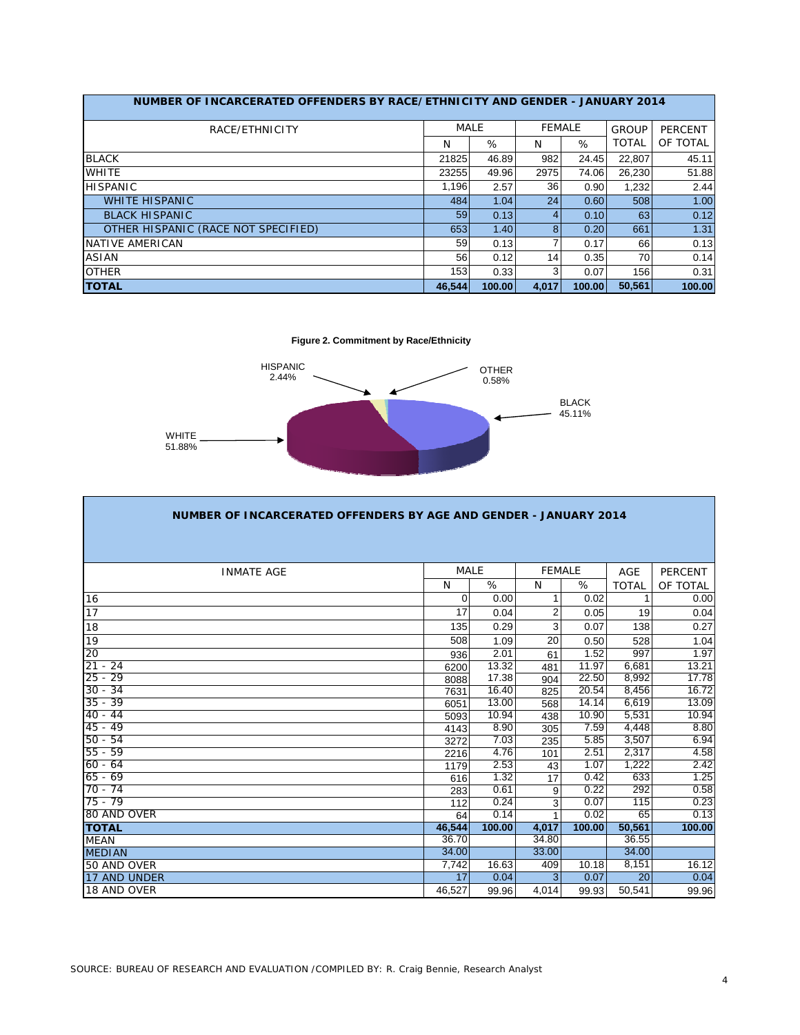**NUMBER OF INCARCERATED OFFENDERS BY RACE/ETHNICITY AND GENDER - JANUARY 2014**

| RACE/ETHNICITY | MALE | | FEMALE | | GROUP | PERCENT |
|---|---|---|---|---|---|---|
| | N | % | N | % | TOTAL | OF TOTAL |
| BLACK | 21825 | 46.89 | 982 | 24.45 | 22,807 | 45.11 |
| WHITE | 23255 | 49.96 | 2975 | 74.06 | 26,230 | 51.88 |
| HISPANIC | 1,196 | 2.57 | 36 | 0.90 | 1,232 | 2.44 |
| WHITE HISPANIC | 484 | 1.04 | 24 | 0.60 | 508 | 1.00 |
| BLACK HISPANIC | 59 | 0.13 | 4 | 0.10 | 63 | 0.12 |
| OTHER HISPANIC (RACE NOT SPECIFIED) | 653 | 1.40 | 8 | 0.20 | 661 | 1.31 |
| NATIVE AMERICAN | 59 | 0.13 | 7 | 0.17 | 66 | 0.13 |
| ASIAN | 56 | 0.12 | 14 | 0.35 | 70 | 0.14 |
| OTHER | 153 | 0.33 | 3 | 0.07 | 156 | 0.31 |
| **TOTAL** | **46,544** | **100.00** | **4,017** | **100.00** | **50,561** | **100.00** |

**Figure 2. Commitment by Race/Ethnicity**

HISPANIC 2.44%, OTHER 0.58%, BLACK 45.11%, WHITE 51.88%

**NUMBER OF INCARCERATED OFFENDERS BY AGE AND GENDER - JANUARY 2014**

| INMATE AGE | MALE | | FEMALE | | AGE | PERCENT |
|---|---|---|---|---|---|---|
| | N | % | N | % | TOTAL | OF TOTAL |
| 16 | 0 | 0.00 | 1 | 0.02 | 1 | 0.00 |
| 17 | 17 | 0.04 | 2 | 0.05 | 19 | 0.04 |
| 18 | 135 | 0.29 | 3 | 0.07 | 138 | 0.27 |
| 19 | 508 | 1.09 | 20 | 0.50 | 528 | 1.04 |
| 20 | 936 | 2.01 | 61 | 1.52 | 997 | 1.97 |
| 21 - 24 | 6200 | 13.32 | 481 | 11.97 | 6,681 | 13.21 |
| 25 - 29 | 8088 | 17.38 | 904 | 22.50 | 8,992 | 17.78 |
| 30 - 34 | 7631 | 16.40 | 825 | 20.54 | 8,456 | 16.72 |
| 35 - 39 | 6051 | 13.00 | 568 | 14.14 | 6,619 | 13.09 |
| 40 - 44 | 5093 | 10.94 | 438 | 10.90 | 5,531 | 10.94 |
| 45 - 49 | 4143 | 8.90 | 305 | 7.59 | 4,448 | 8.80 |
| 50 - 54 | 3272 | 7.03 | 235 | 5.85 | 3,507 | 6.94 |
| 55 - 59 | 2216 | 4.76 | 101 | 2.51 | 2,317 | 4.58 |
| 60 - 64 | 1179 | 2.53 | 43 | 1.07 | 1,222 | 2.42 |
| 65 - 69 | 616 | 1.32 | 17 | 0.42 | 633 | 1.25 |
| 70 - 74 | 283 | 0.61 | 9 | 0.22 | 292 | 0.58 |
| 75 - 79 | 112 | 0.24 | 3 | 0.07 | 115 | 0.23 |
| 80 AND OVER | 64 | 0.14 | 1 | 0.02 | 65 | 0.13 |
| **TOTAL** | **46,544** | **100.00** | **4,017** | **100.00** | **50,561** | **100.00** |
| MEAN | 36.70 | | 34.80 | | 36.55 | |
| MEDIAN | 34.00 | | 33.00 | | 34.00 | |
| 50 AND OVER | 7,742 | 16.63 | 409 | 10.18 | 8,151 | 16.12 |
| 17 AND UNDER | 17 | 0.04 | 3 | 0.07 | 20 | 0.04 |
| 18 AND OVER | 46,527 | 99.96 | 4,014 | 99.93 | 50,541 | 99.96 |

SOURCE: BUREAU OF RESEARCH AND EVALUATION /COMPILED BY: R. Craig Bennie, Research Analyst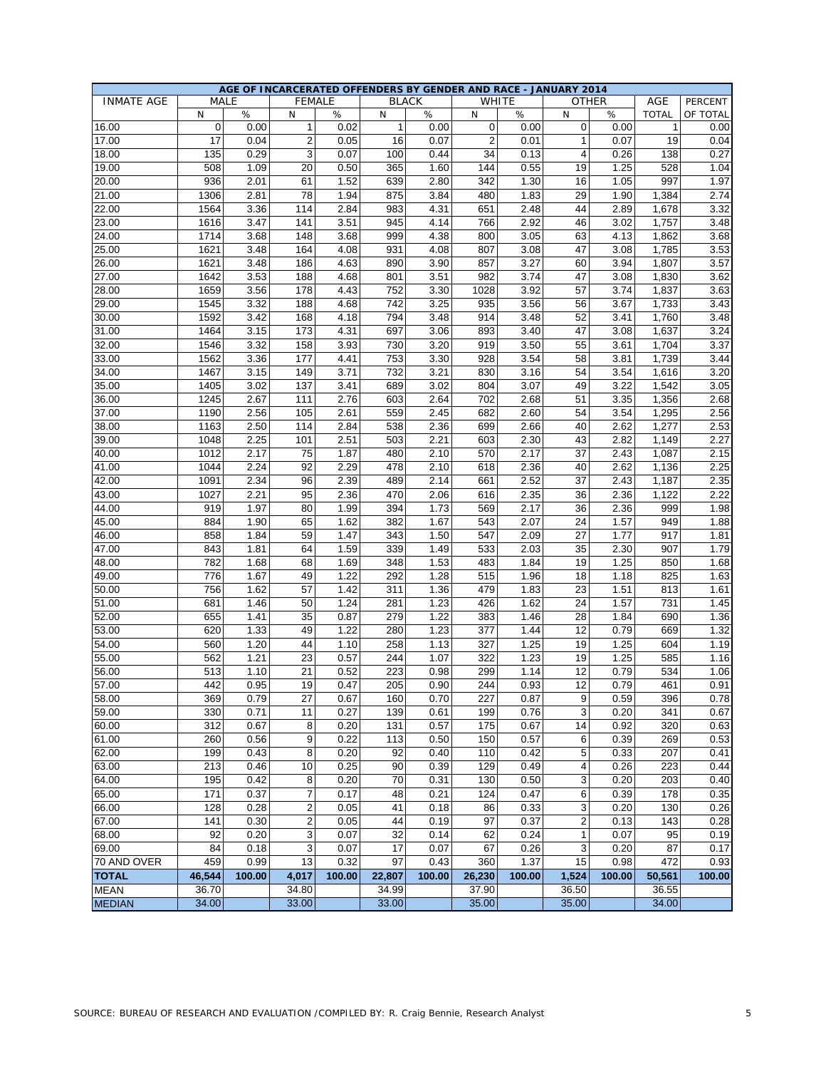| AGE OF INCARCERATED OFFENDERS BY GENDER AND RACE - JANUARY 2014 | | | | | | | | | | | | |
|---|---|---|---|---|---|---|---|---|---|---|---|---|
| INMATE AGE | MALE | | FEMALE | | BLACK | | WHITE | | OTHER | | AGE | PERCENT |
| | N | % | N | % | N | % | N | % | N | % | TOTAL | OF TOTAL |
| 16.00 | 0 | 0.00 | 1 | 0.02 | 1 | 0.00 | 0 | 0.00 | 0 | 0.00 | 1 | 0.00 |
| 17.00 | 17 | 0.04 | 2 | 0.05 | 16 | 0.07 | 2 | 0.01 | 1 | 0.07 | 19 | 0.04 |
| 18.00 | 135 | 0.29 | 3 | 0.07 | 100 | 0.44 | 34 | 0.13 | 4 | 0.26 | 138 | 0.27 |
| 19.00 | 508 | 1.09 | 20 | 0.50 | 365 | 1.60 | 144 | 0.55 | 19 | 1.25 | 528 | 1.04 |
| 20.00 | 936 | 2.01 | 61 | 1.52 | 639 | 2.80 | 342 | 1.30 | 16 | 1.05 | 997 | 1.97 |
| 21.00 | 1306 | 2.81 | 78 | 1.94 | 875 | 3.84 | 480 | 1.83 | 29 | 1.90 | 1,384 | 2.74 |
| 22.00 | 1564 | 3.36 | 114 | 2.84 | 983 | 4.31 | 651 | 2.48 | 44 | 2.89 | 1,678 | 3.32 |
| 23.00 | 1616 | 3.47 | 141 | 3.51 | 945 | 4.14 | 766 | 2.92 | 46 | 3.02 | 1,757 | 3.48 |
| 24.00 | 1714 | 3.68 | 148 | 3.68 | 999 | 4.38 | 800 | 3.05 | 63 | 4.13 | 1,862 | 3.68 |
| 25.00 | 1621 | 3.48 | 164 | 4.08 | 931 | 4.08 | 807 | 3.08 | 47 | 3.08 | 1,785 | 3.53 |
| 26.00 | 1621 | 3.48 | 186 | 4.63 | 890 | 3.90 | 857 | 3.27 | 60 | 3.94 | 1,807 | 3.57 |
| 27.00 | 1642 | 3.53 | 188 | 4.68 | 801 | 3.51 | 982 | 3.74 | 47 | 3.08 | 1,830 | 3.62 |
| 28.00 | 1659 | 3.56 | 178 | 4.43 | 752 | 3.30 | 1028 | 3.92 | 57 | 3.74 | 1,837 | 3.63 |
| 29.00 | 1545 | 3.32 | 188 | 4.68 | 742 | 3.25 | 935 | 3.56 | 56 | 3.67 | 1,733 | 3.43 |
| 30.00 | 1592 | 3.42 | 168 | 4.18 | 794 | 3.48 | 914 | 3.48 | 52 | 3.41 | 1,760 | 3.48 |
| 31.00 | 1464 | 3.15 | 173 | 4.31 | 697 | 3.06 | 893 | 3.40 | 47 | 3.08 | 1,637 | 3.24 |
| 32.00 | 1546 | 3.32 | 158 | 3.93 | 730 | 3.20 | 919 | 3.50 | 55 | 3.61 | 1,704 | 3.37 |
| 33.00 | 1562 | 3.36 | 177 | 4.41 | 753 | 3.30 | 928 | 3.54 | 58 | 3.81 | 1,739 | 3.44 |
| 34.00 | 1467 | 3.15 | 149 | 3.71 | 732 | 3.21 | 830 | 3.16 | 54 | 3.54 | 1,616 | 3.20 |
| 35.00 | 1405 | 3.02 | 137 | 3.41 | 689 | 3.02 | 804 | 3.07 | 49 | 3.22 | 1,542 | 3.05 |
| 36.00 | 1245 | 2.67 | 111 | 2.76 | 603 | 2.64 | 702 | 2.68 | 51 | 3.35 | 1,356 | 2.68 |
| 37.00 | 1190 | 2.56 | 105 | 2.61 | 559 | 2.45 | 682 | 2.60 | 54 | 3.54 | 1,295 | 2.56 |
| 38.00 | 1163 | 2.50 | 114 | 2.84 | 538 | 2.36 | 699 | 2.66 | 40 | 2.62 | 1,277 | 2.53 |
| 39.00 | 1048 | 2.25 | 101 | 2.51 | 503 | 2.21 | 603 | 2.30 | 43 | 2.82 | 1,149 | 2.27 |
| 40.00 | 1012 | 2.17 | 75 | 1.87 | 480 | 2.10 | 570 | 2.17 | 37 | 2.43 | 1,087 | 2.15 |
| 41.00 | 1044 | 2.24 | 92 | 2.29 | 478 | 2.10 | 618 | 2.36 | 40 | 2.62 | 1,136 | 2.25 |
| 42.00 | 1091 | 2.34 | 96 | 2.39 | 489 | 2.14 | 661 | 2.52 | 37 | 2.43 | 1,187 | 2.35 |
| 43.00 | 1027 | 2.21 | 95 | 2.36 | 470 | 2.06 | 616 | 2.35 | 36 | 2.36 | 1,122 | 2.22 |
| 44.00 | 919 | 1.97 | 80 | 1.99 | 394 | 1.73 | 569 | 2.17 | 36 | 2.36 | 999 | 1.98 |
| 45.00 | 884 | 1.90 | 65 | 1.62 | 382 | 1.67 | 543 | 2.07 | 24 | 1.57 | 949 | 1.88 |
| 46.00 | 858 | 1.84 | 59 | 1.47 | 343 | 1.50 | 547 | 2.09 | 27 | 1.77 | 917 | 1.81 |
| 47.00 | 843 | 1.81 | 64 | 1.59 | 339 | 1.49 | 533 | 2.03 | 35 | 2.30 | 907 | 1.79 |
| 48.00 | 782 | 1.68 | 68 | 1.69 | 348 | 1.53 | 483 | 1.84 | 19 | 1.25 | 850 | 1.68 |
| 49.00 | 776 | 1.67 | 49 | 1.22 | 292 | 1.28 | 515 | 1.96 | 18 | 1.18 | 825 | 1.63 |
| 50.00 | 756 | 1.62 | 57 | 1.42 | 311 | 1.36 | 479 | 1.83 | 23 | 1.51 | 813 | 1.61 |
| 51.00 | 681 | 1.46 | 50 | 1.24 | 281 | 1.23 | 426 | 1.62 | 24 | 1.57 | 731 | 1.45 |
| 52.00 | 655 | 1.41 | 35 | 0.87 | 279 | 1.22 | 383 | 1.46 | 28 | 1.84 | 690 | 1.36 |
| 53.00 | 620 | 1.33 | 49 | 1.22 | 280 | 1.23 | 377 | 1.44 | 12 | 0.79 | 669 | 1.32 |
| 54.00 | 560 | 1.20 | 44 | 1.10 | 258 | 1.13 | 327 | 1.25 | 19 | 1.25 | 604 | 1.19 |
| 55.00 | 562 | 1.21 | 23 | 0.57 | 244 | 1.07 | 322 | 1.23 | 19 | 1.25 | 585 | 1.16 |
| 56.00 | 513 | 1.10 | 21 | 0.52 | 223 | 0.98 | 299 | 1.14 | 12 | 0.79 | 534 | 1.06 |
| 57.00 | 442 | 0.95 | 19 | 0.47 | 205 | 0.90 | 244 | 0.93 | 12 | 0.79 | 461 | 0.91 |
| 58.00 | 369 | 0.79 | 27 | 0.67 | 160 | 0.70 | 227 | 0.87 | 9 | 0.59 | 396 | 0.78 |
| 59.00 | 330 | 0.71 | 11 | 0.27 | 139 | 0.61 | 199 | 0.76 | 3 | 0.20 | 341 | 0.67 |
| 60.00 | 312 | 0.67 | 8 | 0.20 | 131 | 0.57 | 175 | 0.67 | 14 | 0.92 | 320 | 0.63 |
| 61.00 | 260 | 0.56 | 9 | 0.22 | 113 | 0.50 | 150 | 0.57 | 6 | 0.39 | 269 | 0.53 |
| 62.00 | 199 | 0.43 | 8 | 0.20 | 92 | 0.40 | 110 | 0.42 | 5 | 0.33 | 207 | 0.41 |
| 63.00 | 213 | 0.46 | 10 | 0.25 | 90 | 0.39 | 129 | 0.49 | 4 | 0.26 | 223 | 0.44 |
| 64.00 | 195 | 0.42 | 8 | 0.20 | 70 | 0.31 | 130 | 0.50 | 3 | 0.20 | 203 | 0.40 |
| 65.00 | 171 | 0.37 | 7 | 0.17 | 48 | 0.21 | 124 | 0.47 | 6 | 0.39 | 178 | 0.35 |
| 66.00 | 128 | 0.28 | 2 | 0.05 | 41 | 0.18 | 86 | 0.33 | 3 | 0.20 | 130 | 0.26 |
| 67.00 | 141 | 0.30 | 2 | 0.05 | 44 | 0.19 | 97 | 0.37 | 2 | 0.13 | 143 | 0.28 |
| 68.00 | 92 | 0.20 | 3 | 0.07 | 32 | 0.14 | 62 | 0.24 | 1 | 0.07 | 95 | 0.19 |
| 69.00 | 84 | 0.18 | 3 | 0.07 | 17 | 0.07 | 67 | 0.26 | 3 | 0.20 | 87 | 0.17 |
| 70 AND OVER | 459 | 0.99 | 13 | 0.32 | 97 | 0.43 | 360 | 1.37 | 15 | 0.98 | 472 | 0.93 |
| **TOTAL** | **46,544** | **100.00** | **4,017** | **100.00** | **22,807** | **100.00** | **26,230** | **100.00** | **1,524** | **100.00** | **50,561** | **100.00** |
| MEAN | 36.70 | | 34.80 | | 34.99 | | 37.90 | | 36.50 | | 36.55 | |
| MEDIAN | 34.00 | | 33.00 | | 33.00 | | 35.00 | | 35.00 | | 34.00 | |

SOURCE: BUREAU OF RESEARCH AND EVALUATION /COMPILED BY: R. Craig Bennie, Research Analyst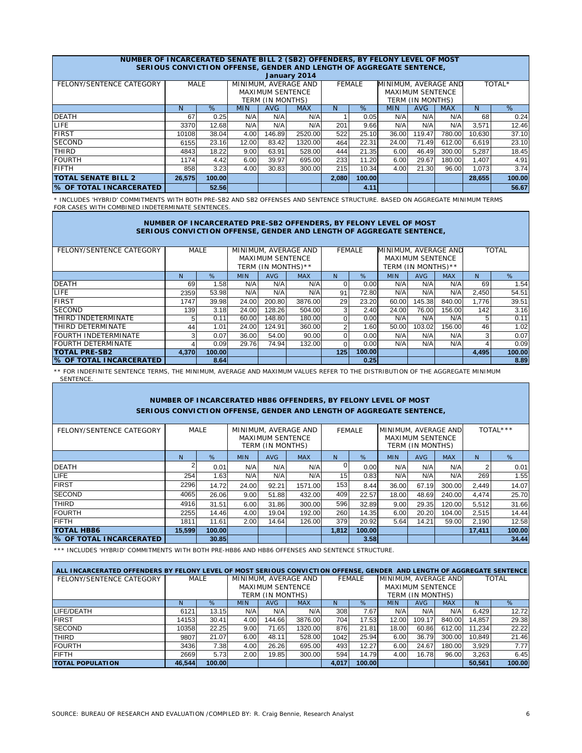| NUMBER OF INCARCERATED SENATE BILL 2 (SB2) OFFENDERS, BY FELONY LEVEL OF MOST SERIOUS CONVICTION OFFENSE, GENDER AND LENGTH OF AGGREGATE SENTENCE, January 2014 | | | | | | | | | | | | | |
|---|---|---|---|---|---|---|---|---|---|---|---|---|---|
| FELONY/SENTENCE CATEGORY | MALE | | MINIMUM, AVERAGE AND MAXIMUM SENTENCE TERM (IN MONTHS) | | | FEMALE | | MINIMUM, AVERAGE AND MAXIMUM SENTENCE TERM (IN MONTHS) | | | TOTAL* | |
| | N | % | MIN | AVG | MAX | N | % | MIN | AVG | MAX | N | % |
| DEATH | 67 | 0.25 | N/A | N/A | N/A | 1 | 0.05 | N/A | N/A | N/A | 68 | 0.24 |
| LIFE | 3370 | 12.68 | N/A | N/A | N/A | 201 | 9.66 | N/A | N/A | N/A | 3,571 | 12.46 |
| FIRST | 10108 | 38.04 | 4.00 | 146.89 | 2520.00 | 522 | 25.10 | 36.00 | 119.47 | 780.00 | 10,630 | 37.10 |
| SECOND | 6155 | 23.16 | 12.00 | 83.42 | 1320.00 | 464 | 22.31 | 24.00 | 71.49 | 612.00 | 6,619 | 23.10 |
| THIRD | 4843 | 18.22 | 9.00 | 63.91 | 528.00 | 444 | 21.35 | 6.00 | 46.49 | 300.00 | 5,287 | 18.45 |
| FOURTH | 1174 | 4.42 | 6.00 | 39.97 | 695.00 | 233 | 11.20 | 6.00 | 29.67 | 180.00 | 1,407 | 4.91 |
| FIFTH | 858 | 3.23 | 4.00 | 30.83 | 300.00 | 215 | 10.34 | 4.00 | 21.30 | 96.00 | 1,073 | 3.74 |
| **TOTAL SENATE BILL 2** | **26,575** | **100.00** | | | | **2,080** | **100.00** | | | | **28,655** | **100.00** |
| **% OF TOTAL INCARCERATED** | | **52.56** | | | | | **4.11** | | | | | **56.67** |

* INCLUDES 'HYBRID' COMMITMENTS WITH BOTH PRE-SB2 AND SB2 OFFENSES AND SENTENCE STRUCTURE. BASED ON AGGREGATE MINIMUM TERMS FOR CASES WITH COMBINED INDETERMINATE SENTENCES.

| NUMBER OF INCARCERATED PRE-SB2 OFFENDERS, BY FELONY LEVEL OF MOST SERIOUS CONVICTION OFFENSE, GENDER AND LENGTH OF AGGREGATE SENTENCE, | | | | | | | | | | | | | |
|---|---|---|---|---|---|---|---|---|---|---|---|---|
| FELONY/SENTENCE CATEGORY | MALE | | MINIMUM, AVERAGE AND MAXIMUM SENTENCE TERM (IN MONTHS)** | | | FEMALE | | MINIMUM, AVERAGE AND MAXIMUM SENTENCE TERM (IN MONTHS)** | | | TOTAL | |
| | N | % | MIN | AVG | MAX | N | % | MIN | AVG | MAX | N | % |
| DEATH | 69 | 1.58 | N/A | N/A | N/A | 0 | 0.00 | N/A | N/A | N/A | 69 | 1.54 |
| LIFE | 2359 | 53.98 | N/A | N/A | N/A | 91 | 72.80 | N/A | N/A | N/A | 2,450 | 54.51 |
| FIRST | 1747 | 39.98 | 24.00 | 200.80 | 3876.00 | 29 | 23.20 | 60.00 | 145.38 | 840.00 | 1,776 | 39.51 |
| SECOND | 139 | 3.18 | 24.00 | 128.26 | 504.00 | 3 | 2.40 | 24.00 | 76.00 | 156.00 | 142 | 3.16 |
| THIRD INDETERMINATE | 5 | 0.11 | 60.00 | 148.80 | 180.00 | 0 | 0.00 | N/A | N/A | N/A | 5 | 0.11 |
| THIRD DETERMINATE | 44 | 1.01 | 24.00 | 124.91 | 360.00 | 2 | 1.60 | 50.00 | 103.02 | 156.00 | 46 | 1.02 |
| FOURTH INDETERMINATE | 3 | 0.07 | 36.00 | 54.00 | 90.00 | 0 | 0.00 | N/A | N/A | N/A | 3 | 0.07 |
| FOURTH DETERMINATE | 4 | 0.09 | 29.76 | 74.94 | 132.00 | 0 | 0.00 | N/A | N/A | N/A | 4 | 0.09 |
| **TOTAL PRE-SB2** | **4,370** | **100.00** | | | | **125** | **100.00** | | | | **4,495** | **100.00** |
| **% OF TOTAL INCARCERATED** | | **8.64** | | | | | **0.25** | | | | | **8.89** |

** FOR INDEFINITE SENTENCE TERMS, THE MINIMUM, AVERAGE AND MAXIMUM VALUES REFER TO THE DISTRIBUTION OF THE AGGREGATE MINIMUM SENTENCE.

| NUMBER OF INCARCERATED HB86 OFFENDERS, BY FELONY LEVEL OF MOST SERIOUS CONVICTION OFFENSE, GENDER AND LENGTH OF AGGREGATE SENTENCE, | | | | | | | | | | | | |
|---|---|---|---|---|---|---|---|---|---|---|---|---|
| FELONY/SENTENCE CATEGORY | MALE | | MINIMUM, AVERAGE AND MAXIMUM SENTENCE TERM (IN MONTHS) | | | FEMALE | | MINIMUM, AVERAGE AND MAXIMUM SENTENCE TERM (IN MONTHS) | | | TOTAL*** | |
| | N | % | MIN | AVG | MAX | N | % | MIN | AVG | MAX | N | % |
| DEATH | 2 | 0.01 | N/A | N/A | N/A | 0 | 0.00 | N/A | N/A | N/A | 2 | 0.01 |
| LIFE | 254 | 1.63 | N/A | N/A | N/A | 15 | 0.83 | N/A | N/A | N/A | 269 | 1.55 |
| FIRST | 2296 | 14.72 | 24.00 | 92.21 | 1571.00 | 153 | 8.44 | 36.00 | 67.19 | 300.00 | 2,449 | 14.07 |
| SECOND | 4065 | 26.06 | 9.00 | 51.88 | 432.00 | 409 | 22.57 | 18.00 | 48.69 | 240.00 | 4,474 | 25.70 |
| THIRD | 4916 | 31.51 | 6.00 | 31.86 | 300.00 | 596 | 32.89 | 9.00 | 29.35 | 120.00 | 5,512 | 31.66 |
| FOURTH | 2255 | 14.46 | 4.00 | 19.04 | 192.00 | 260 | 14.35 | 6.00 | 20.20 | 104.00 | 2,515 | 14.44 |
| FIFTH | 1811 | 11.61 | 2.00 | 14.64 | 126.00 | 379 | 20.92 | 5.64 | 14.21 | 59.00 | 2,190 | 12.58 |
| **TOTAL HB86** | **15,599** | **100.00** | | | | **1,812** | **100.00** | | | | **17,411** | **100.00** |
| **% OF TOTAL INCARCERATED** | | **30.85** | | | | | **3.58** | | | | | **34.44** |

*** INCLUDES 'HYBRID' COMMITMENTS WITH BOTH PRE-HB86 AND HB86 OFFENSES AND SENTENCE STRUCTURE.

| ALL INCARCERATED OFFENDERS BY FELONY LEVEL OF MOST SERIOUS CONVICTION OFFENSE, GENDER AND LENGTH OF AGGREGATE SENTENCE | | | | | | | | | | | | |
|---|---|---|---|---|---|---|---|---|---|---|---|---|
| FELONY/SENTENCE CATEGORY | MALE | | MINIMUM, AVERAGE AND MAXIMUM SENTENCE TERM (IN MONTHS) | | | FEMALE | | MINIMUM, AVERAGE AND MAXIMUM SENTENCE TERM (IN MONTHS) | | | TOTAL | |
| | N | % | MIN | AVG | MAX | N | % | MIN | AVG | MAX | N | % |
| LIFE/DEATH | 6121 | 13.15 | N/A | N/A | N/A | 308 | 7.67 | N/A | N/A | N/A | 6,429 | 12.72 |
| FIRST | 14153 | 30.41 | 4.00 | 144.66 | 3876.00 | 704 | 17.53 | 12.00 | 109.17 | 840.00 | 14,857 | 29.38 |
| SECOND | 10358 | 22.25 | 9.00 | 71.65 | 1320.00 | 876 | 21.81 | 18.00 | 60.86 | 612.00 | 11,234 | 22.22 |
| THIRD | 9807 | 21.07 | 6.00 | 48.11 | 528.00 | 1042 | 25.94 | 6.00 | 36.79 | 300.00 | 10,849 | 21.46 |
| FOURTH | 3436 | 7.38 | 4.00 | 26.26 | 695.00 | 493 | 12.27 | 6.00 | 24.67 | 180.00 | 3,929 | 7.77 |
| FIFTH | 2669 | 5.73 | 2.00 | 19.85 | 300.00 | 594 | 14.79 | 4.00 | 16.78 | 96.00 | 3,263 | 6.45 |
| **TOTAL POPULATION** | **46,544** | **100.00** | | | | **4,017** | **100.00** | | | | **50,561** | **100.00** |

SOURCE: BUREAU OF RESEARCH AND EVALUATION /COMPILED BY: R. Craig Bennie, Research Analyst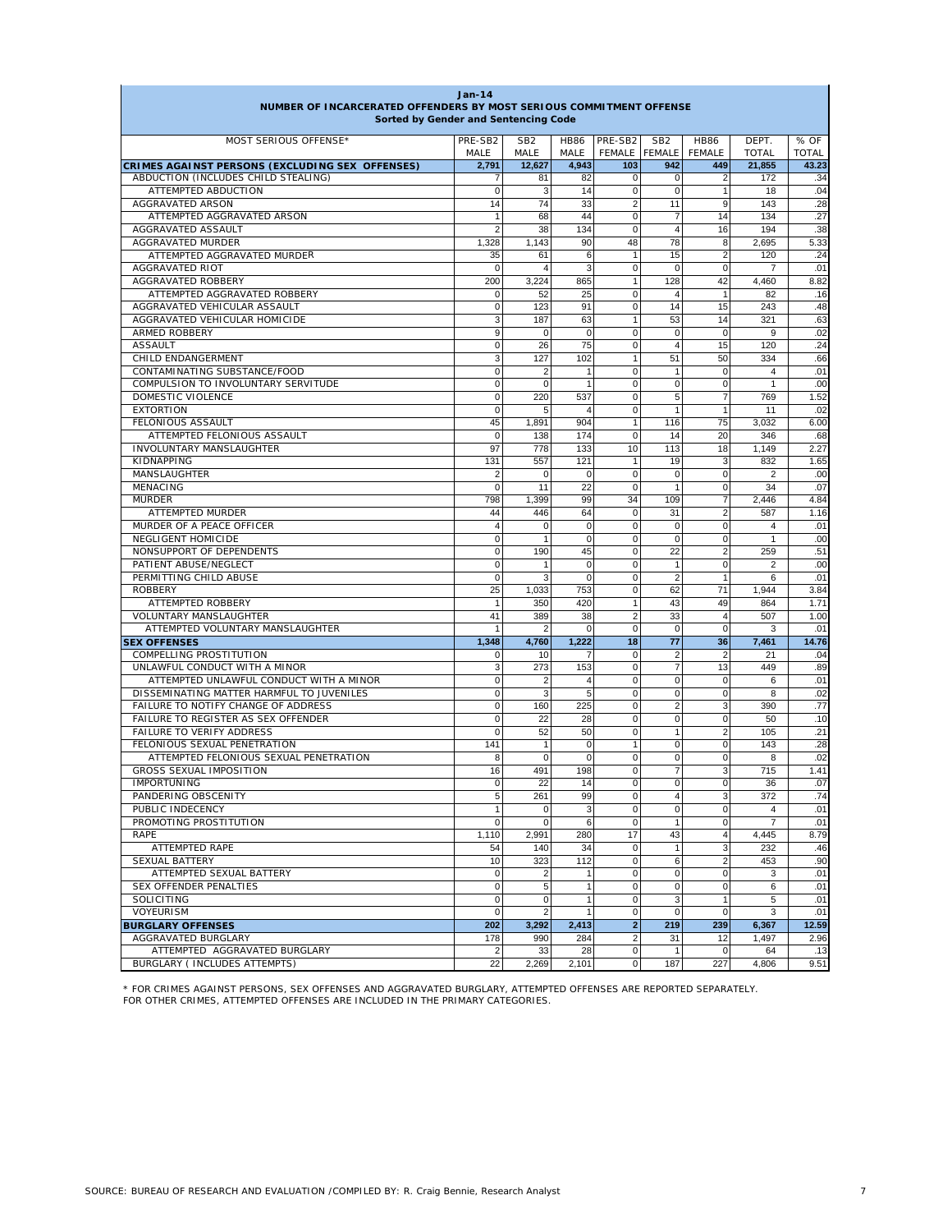**Jan-14**
**NUMBER OF INCARCERATED OFFENDERS BY MOST SERIOUS COMMITMENT OFFENSE**
**Sorted by Gender and Sentencing Code**

| MOST SERIOUS OFFENSE* | PRE-SB2 MALE | SB2 MALE | HB86 MALE | PRE-SB2 FEMALE | SB2 FEMALE | HB86 FEMALE | DEPT. TOTAL | % OF TOTAL |
|---|---|---|---|---|---|---|---|---|
| **CRIMES AGAINST PERSONS (EXCLUDING SEX OFFENSES)** | **2,791** | **12,627** | **4,943** | **103** | **942** | **449** | **21,855** | **43.23** |
| ABDUCTION (INCLUDES CHILD STEALING) | 7 | 81 | 82 | 0 | 0 | 2 | 172 | .34 |
| ATTEMPTED ABDUCTION | 0 | 3 | 14 | 0 | 0 | 1 | 18 | .04 |
| AGGRAVATED ARSON | 14 | 74 | 33 | 2 | 11 | 9 | 143 | .28 |
| ATTEMPTED AGGRAVATED ARSON | 1 | 68 | 44 | 0 | 7 | 14 | 134 | .27 |
| AGGRAVATED ASSAULT | 2 | 38 | 134 | 0 | 4 | 16 | 194 | .38 |
| AGGRAVATED MURDER | 1,328 | 1,143 | 90 | 48 | 78 | 8 | 2,695 | 5.33 |
| ATTEMPTED AGGRAVATED MURDER | 35 | 61 | 6 | 1 | 15 | 2 | 120 | .24 |
| AGGRAVATED RIOT | 0 | 4 | 3 | 0 | 0 | 0 | 7 | .01 |
| AGGRAVATED ROBBERY | 200 | 3,224 | 865 | 1 | 128 | 42 | 4,460 | 8.82 |
| ATTEMPTED AGGRAVATED ROBBERY | 0 | 52 | 25 | 0 | 4 | 1 | 82 | .16 |
| AGGRAVATED VEHICULAR ASSAULT | 0 | 123 | 91 | 0 | 14 | 15 | 243 | .48 |
| AGGRAVATED VEHICULAR HOMICIDE | 3 | 187 | 63 | 1 | 53 | 14 | 321 | .63 |
| ARMED ROBBERY | 9 | 0 | 0 | 0 | 0 | 0 | 9 | .02 |
| ASSAULT | 0 | 26 | 75 | 0 | 4 | 15 | 120 | .24 |
| CHILD ENDANGERMENT | 3 | 127 | 102 | 1 | 51 | 50 | 334 | .66 |
| CONTAMINATING SUBSTANCE/FOOD | 0 | 2 | 1 | 0 | 1 | 0 | 4 | .01 |
| COMPULSION TO INVOLUNTARY SERVITUDE | 0 | 0 | 1 | 0 | 0 | 0 | 1 | .00 |
| DOMESTIC VIOLENCE | 0 | 220 | 537 | 0 | 5 | 7 | 769 | 1.52 |
| EXTORTION | 0 | 5 | 4 | 0 | 1 | 1 | 11 | .02 |
| FELONIOUS ASSAULT | 45 | 1,891 | 904 | 1 | 116 | 75 | 3,032 | 6.00 |
| ATTEMPTED FELONIOUS ASSAULT | 0 | 138 | 174 | 0 | 14 | 20 | 346 | .68 |
| INVOLUNTARY MANSLAUGHTER | 97 | 778 | 133 | 10 | 113 | 18 | 1,149 | 2.27 |
| KIDNAPPING | 131 | 557 | 121 | 1 | 19 | 3 | 832 | 1.65 |
| MANSLAUGHTER | 2 | 0 | 0 | 0 | 0 | 0 | 2 | .00 |
| MENACING | 0 | 11 | 22 | 0 | 1 | 0 | 34 | .07 |
| MURDER | 798 | 1,399 | 99 | 34 | 109 | 7 | 2,446 | 4.84 |
| ATTEMPTED MURDER | 44 | 446 | 64 | 0 | 31 | 2 | 587 | 1.16 |
| MURDER OF A PEACE OFFICER | 4 | 0 | 0 | 0 | 0 | 0 | 4 | .01 |
| NEGLIGENT HOMICIDE | 0 | 1 | 0 | 0 | 0 | 0 | 1 | .00 |
| NONSUPPORT OF DEPENDENTS | 0 | 190 | 45 | 0 | 22 | 2 | 259 | .51 |
| PATIENT ABUSE/NEGLECT | 0 | 1 | 0 | 0 | 1 | 0 | 2 | .00 |
| PERMITTING CHILD ABUSE | 0 | 3 | 0 | 0 | 2 | 1 | 6 | .01 |
| ROBBERY | 25 | 1,033 | 753 | 0 | 62 | 71 | 1,944 | 3.84 |
| ATTEMPTED ROBBERY | 1 | 350 | 420 | 1 | 43 | 49 | 864 | 1.71 |
| VOLUNTARY MANSLAUGHTER | 41 | 389 | 38 | 2 | 33 | 4 | 507 | 1.00 |
| ATTEMPTED VOLUNTARY MANSLAUGHTER | 1 | 2 | 0 | 0 | 0 | 0 | 3 | .01 |
| **SEX OFFENSES** | **1,348** | **4,760** | **1,222** | **18** | **77** | **36** | **7,461** | **14.76** |
| COMPELLING PROSTITUTION | 0 | 10 | 7 | 0 | 2 | 2 | 21 | .04 |
| UNLAWFUL CONDUCT WITH A MINOR | 3 | 273 | 153 | 0 | 7 | 13 | 449 | .89 |
| ATTEMPTED UNLAWFUL CONDUCT WITH A MINOR | 0 | 2 | 4 | 0 | 0 | 0 | 6 | .01 |
| DISSEMINATING MATTER HARMFUL TO JUVENILES | 0 | 3 | 5 | 0 | 0 | 0 | 8 | .02 |
| FAILURE TO NOTIFY CHANGE OF ADDRESS | 0 | 160 | 225 | 0 | 2 | 3 | 390 | .77 |
| FAILURE TO REGISTER AS SEX OFFENDER | 0 | 22 | 28 | 0 | 0 | 0 | 50 | .10 |
| FAILURE TO VERIFY ADDRESS | 0 | 52 | 50 | 0 | 1 | 2 | 105 | .21 |
| FELONIOUS SEXUAL PENETRATION | 141 | 1 | 0 | 1 | 0 | 0 | 143 | .28 |
| ATTEMPTED FELONIOUS SEXUAL PENETRATION | 8 | 0 | 0 | 0 | 0 | 0 | 8 | .02 |
| GROSS SEXUAL IMPOSITION | 16 | 491 | 198 | 0 | 7 | 3 | 715 | 1.41 |
| IMPORTUNING | 0 | 22 | 14 | 0 | 0 | 0 | 36 | .07 |
| PANDERING OBSCENITY | 5 | 261 | 99 | 0 | 4 | 3 | 372 | .74 |
| PUBLIC INDECENCY | 1 | 0 | 3 | 0 | 0 | 0 | 4 | .01 |
| PROMOTING PROSTITUTION | 0 | 0 | 6 | 0 | 1 | 0 | 7 | .01 |
| RAPE | 1,110 | 2,991 | 280 | 17 | 43 | 4 | 4,445 | 8.79 |
| ATTEMPTED RAPE | 54 | 140 | 34 | 0 | 1 | 3 | 232 | .46 |
| SEXUAL BATTERY | 10 | 323 | 112 | 0 | 6 | 2 | 453 | .90 |
| ATTEMPTED SEXUAL BATTERY | 0 | 2 | 1 | 0 | 0 | 0 | 3 | .01 |
| SEX OFFENDER PENALTIES | 0 | 5 | 1 | 0 | 0 | 0 | 6 | .01 |
| SOLICITING | 0 | 0 | 1 | 0 | 3 | 1 | 5 | .01 |
| VOYEURISM | 0 | 2 | 1 | 0 | 0 | 0 | 3 | .01 |
| **BURGLARY OFFENSES** | **202** | **3,292** | **2,413** | **2** | **219** | **239** | **6,367** | **12.59** |
| AGGRAVATED BURGLARY | 178 | 990 | 284 | 2 | 31 | 12 | 1,497 | 2.96 |
| ATTEMPTED AGGRAVATED BURGLARY | 2 | 33 | 28 | 0 | 1 | 0 | 64 | .13 |
| BURGLARY ( INCLUDES ATTEMPTS) | 22 | 2,269 | 2,101 | 0 | 187 | 227 | 4,806 | 9.51 |

\* FOR CRIMES AGAINST PERSONS, SEX OFFENSES AND AGGRAVATED BURGLARY, ATTEMPTED OFFENSES ARE REPORTED SEPARATELY.
FOR OTHER CRIMES, ATTEMPTED OFFENSES ARE INCLUDED IN THE PRIMARY CATEGORIES.

SOURCE: BUREAU OF RESEARCH AND EVALUATION /COMPILED BY: R. Craig Bennie, Research Analyst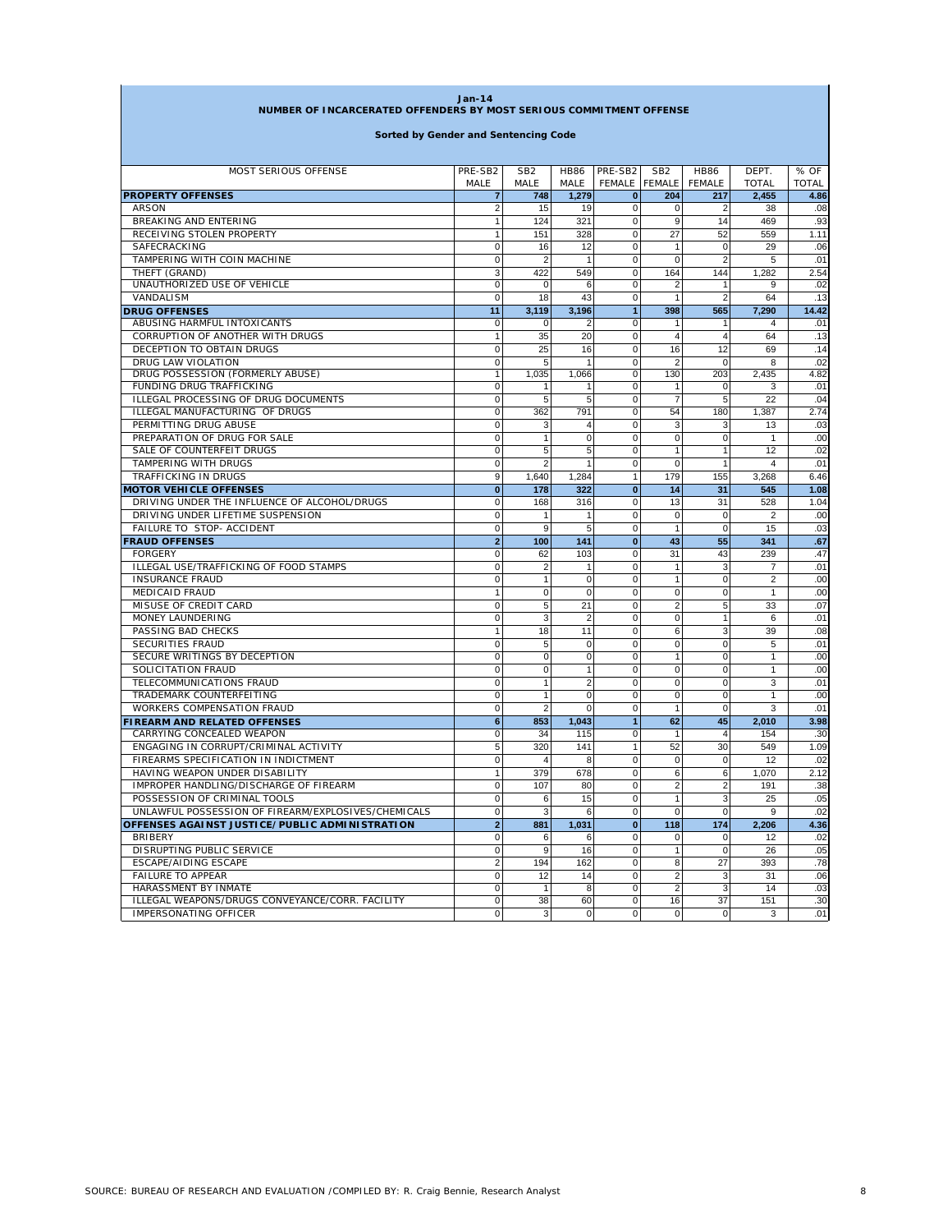**Jan-14**

**NUMBER OF INCARCERATED OFFENDERS BY MOST SERIOUS COMMITMENT OFFENSE**

**Sorted by Gender and Sentencing Code**

| MOST SERIOUS OFFENSE | PRE-SB2 MALE | SB2 MALE | HB86 MALE | PRE-SB2 FEMALE | SB2 FEMALE | HB86 FEMALE | DEPT. TOTAL | % OF TOTAL |
|---|---|---|---|---|---|---|---|---|
| **PROPERTY OFFENSES** | **7** | **748** | **1,279** | **0** | **204** | **217** | **2,455** | **4.86** |
| ARSON | 2 | 15 | 19 | 0 | 0 | 2 | 38 | .08 |
| BREAKING AND ENTERING | 1 | 124 | 321 | 0 | 9 | 14 | 469 | .93 |
| RECEIVING STOLEN PROPERTY | 1 | 151 | 328 | 0 | 27 | 52 | 559 | 1.11 |
| SAFECRACKING | 0 | 16 | 12 | 0 | 1 | 0 | 29 | .06 |
| TAMPERING WITH COIN MACHINE | 0 | 2 | 1 | 0 | 0 | 2 | 5 | .01 |
| THEFT (GRAND) | 3 | 422 | 549 | 0 | 164 | 144 | 1,282 | 2.54 |
| UNAUTHORIZED USE OF VEHICLE | 0 | 0 | 6 | 0 | 2 | 1 | 9 | .02 |
| VANDALISM | 0 | 18 | 43 | 0 | 1 | 2 | 64 | .13 |
| **DRUG OFFENSES** | **11** | **3,119** | **3,196** | **1** | **398** | **565** | **7,290** | **14.42** |
| ABUSING HARMFUL INTOXICANTS | 0 | 0 | 2 | 0 | 1 | 1 | 4 | .01 |
| CORRUPTION OF ANOTHER WITH DRUGS | 1 | 35 | 20 | 0 | 4 | 4 | 64 | .13 |
| DECEPTION TO OBTAIN DRUGS | 0 | 25 | 16 | 0 | 16 | 12 | 69 | .14 |
| DRUG LAW VIOLATION | 0 | 5 | 1 | 0 | 2 | 0 | 8 | .02 |
| DRUG POSSESSION (FORMERLY ABUSE) | 1 | 1,035 | 1,066 | 0 | 130 | 203 | 2,435 | 4.82 |
| FUNDING DRUG TRAFFICKING | 0 | 1 | 1 | 0 | 1 | 0 | 3 | .01 |
| ILLEGAL PROCESSING OF DRUG DOCUMENTS | 0 | 5 | 5 | 0 | 7 | 5 | 22 | .04 |
| ILLEGAL MANUFACTURING OF DRUGS | 0 | 362 | 791 | 0 | 54 | 180 | 1,387 | 2.74 |
| PERMITTING DRUG ABUSE | 0 | 3 | 4 | 0 | 3 | 3 | 13 | .03 |
| PREPARATION OF DRUG FOR SALE | 0 | 1 | 0 | 0 | 0 | 0 | 1 | .00 |
| SALE OF COUNTERFEIT DRUGS | 0 | 5 | 5 | 0 | 1 | 1 | 12 | .02 |
| TAMPERING WITH DRUGS | 0 | 2 | 1 | 0 | 0 | 1 | 4 | .01 |
| TRAFFICKING IN DRUGS | 9 | 1,640 | 1,284 | 1 | 179 | 155 | 3,268 | 6.46 |
| **MOTOR VEHICLE OFFENSES** | **0** | **178** | **322** | **0** | **14** | **31** | **545** | **1.08** |
| DRIVING UNDER THE INFLUENCE OF ALCOHOL/DRUGS | 0 | 168 | 316 | 0 | 13 | 31 | 528 | 1.04 |
| DRIVING UNDER LIFETIME SUSPENSION | 0 | 1 | 1 | 0 | 0 | 0 | 2 | .00 |
| FAILURE TO STOP- ACCIDENT | 0 | 9 | 5 | 0 | 1 | 0 | 15 | .03 |
| **FRAUD OFFENSES** | **2** | **100** | **141** | **0** | **43** | **55** | **341** | **.67** |
| FORGERY | 0 | 62 | 103 | 0 | 31 | 43 | 239 | .47 |
| ILLEGAL USE/TRAFFICKING OF FOOD STAMPS | 0 | 2 | 1 | 0 | 1 | 3 | 7 | .01 |
| INSURANCE FRAUD | 0 | 1 | 0 | 0 | 1 | 0 | 2 | .00 |
| MEDICAID FRAUD | 1 | 0 | 0 | 0 | 0 | 0 | 1 | .00 |
| MISUSE OF CREDIT CARD | 0 | 5 | 21 | 0 | 2 | 5 | 33 | .07 |
| MONEY LAUNDERING | 0 | 3 | 2 | 0 | 0 | 1 | 6 | .01 |
| PASSING BAD CHECKS | 1 | 18 | 11 | 0 | 6 | 3 | 39 | .08 |
| SECURITIES FRAUD | 0 | 5 | 0 | 0 | 0 | 0 | 5 | .01 |
| SECURE WRITINGS BY DECEPTION | 0 | 0 | 0 | 0 | 1 | 0 | 1 | .00 |
| SOLICITATION FRAUD | 0 | 0 | 1 | 0 | 0 | 0 | 1 | .00 |
| TELECOMMUNICATIONS FRAUD | 0 | 1 | 2 | 0 | 0 | 0 | 3 | .01 |
| TRADEMARK COUNTERFEITING | 0 | 1 | 0 | 0 | 0 | 0 | 1 | .00 |
| WORKERS COMPENSATION FRAUD | 0 | 2 | 0 | 0 | 1 | 0 | 3 | .01 |
| **FIREARM AND RELATED OFFENSES** | **6** | **853** | **1,043** | **1** | **62** | **45** | **2,010** | **3.98** |
| CARRYING CONCEALED WEAPON | 0 | 34 | 115 | 0 | 1 | 4 | 154 | .30 |
| ENGAGING IN CORRUPT/CRIMINAL ACTIVITY | 5 | 320 | 141 | 1 | 52 | 30 | 549 | 1.09 |
| FIREARMS SPECIFICATION IN INDICTMENT | 0 | 4 | 8 | 0 | 0 | 0 | 12 | .02 |
| HAVING WEAPON UNDER DISABILITY | 1 | 379 | 678 | 0 | 6 | 6 | 1,070 | 2.12 |
| IMPROPER HANDLING/DISCHARGE OF FIREARM | 0 | 107 | 80 | 0 | 2 | 2 | 191 | .38 |
| POSSESSION OF CRIMINAL TOOLS | 0 | 6 | 15 | 0 | 1 | 3 | 25 | .05 |
| UNLAWFUL POSSESSION OF FIREARM/EXPLOSIVES/CHEMICALS | 0 | 3 | 6 | 0 | 0 | 0 | 9 | .02 |
| **OFFENSES AGAINST JUSTICE/PUBLIC ADMINISTRATION** | **2** | **881** | **1,031** | **0** | **118** | **174** | **2,206** | **4.36** |
| BRIBERY | 0 | 6 | 6 | 0 | 0 | 0 | 12 | .02 |
| DISRUPTING PUBLIC SERVICE | 0 | 9 | 16 | 0 | 1 | 0 | 26 | .05 |
| ESCAPE/AIDING ESCAPE | 2 | 194 | 162 | 0 | 8 | 27 | 393 | .78 |
| FAILURE TO APPEAR | 0 | 12 | 14 | 0 | 2 | 3 | 31 | .06 |
| HARASSMENT BY INMATE | 0 | 1 | 8 | 0 | 2 | 3 | 14 | .03 |
| ILLEGAL WEAPONS/DRUGS CONVEYANCE/CORR. FACILITY | 0 | 38 | 60 | 0 | 16 | 37 | 151 | .30 |
| IMPERSONATING OFFICER | 0 | 3 | 0 | 0 | 0 | 0 | 3 | .01 |

SOURCE: BUREAU OF RESEARCH AND EVALUATION /COMPILED BY: R. Craig Bennie, Research Analyst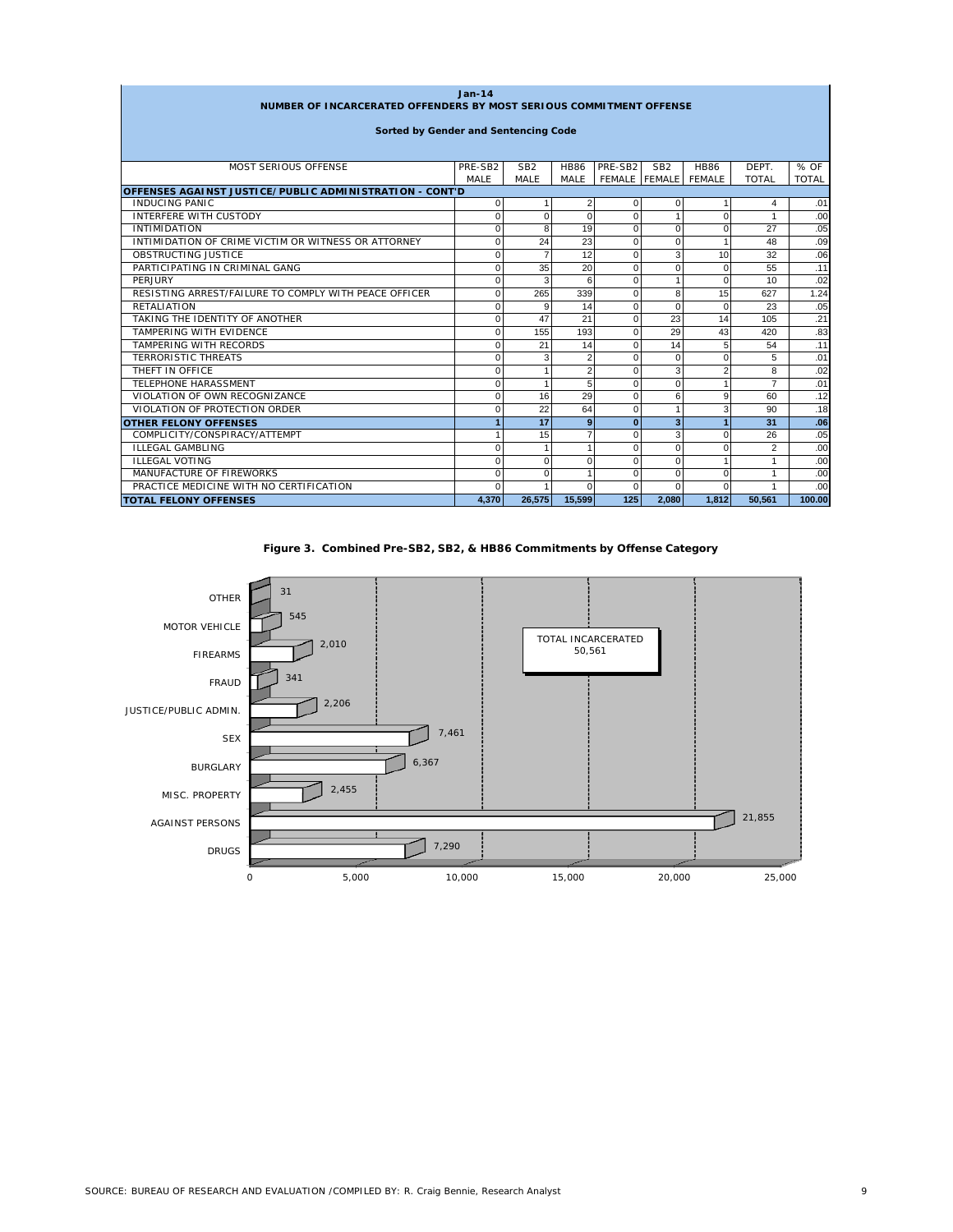**Jan-14**

**NUMBER OF INCARCERATED OFFENDERS BY MOST SERIOUS COMMITMENT OFFENSE**

**Sorted by Gender and Sentencing Code**

| MOST SERIOUS OFFENSE | PRE-SB2 MALE | SB2 MALE | HB86 MALE | PRE-SB2 FEMALE | SB2 FEMALE | HB86 FEMALE | DEPT. TOTAL | % OF TOTAL |
|---|---|---|---|---|---|---|---|---|
| **OFFENSES AGAINST JUSTICE/PUBLIC ADMINISTRATION - CONT'D** | | | | | | | | |
| INDUCING PANIC | 0 | 1 | 2 | 0 | 0 | 1 | 4 | .01 |
| INTERFERE WITH CUSTODY | 0 | 0 | 0 | 0 | 1 | 0 | 1 | .00 |
| INTIMIDATION | 0 | 8 | 19 | 0 | 0 | 0 | 27 | .05 |
| INTIMIDATION OF CRIME VICTIM OR WITNESS OR ATTORNEY | 0 | 24 | 23 | 0 | 0 | 1 | 48 | .09 |
| OBSTRUCTING JUSTICE | 0 | 7 | 12 | 0 | 3 | 10 | 32 | .06 |
| PARTICIPATING IN CRIMINAL GANG | 0 | 35 | 20 | 0 | 0 | 0 | 55 | .11 |
| PERJURY | 0 | 3 | 6 | 0 | 1 | 0 | 10 | .02 |
| RESISTING ARREST/FAILURE TO COMPLY WITH PEACE OFFICER | 0 | 265 | 339 | 0 | 8 | 15 | 627 | 1.24 |
| RETALIATION | 0 | 9 | 14 | 0 | 0 | 0 | 23 | .05 |
| TAKING THE IDENTITY OF ANOTHER | 0 | 47 | 21 | 0 | 23 | 14 | 105 | .21 |
| TAMPERING WITH EVIDENCE | 0 | 155 | 193 | 0 | 29 | 43 | 420 | .83 |
| TAMPERING WITH RECORDS | 0 | 21 | 14 | 0 | 14 | 5 | 54 | .11 |
| TERRORISTIC THREATS | 0 | 3 | 2 | 0 | 0 | 0 | 5 | .01 |
| THEFT IN OFFICE | 0 | 1 | 2 | 0 | 3 | 2 | 8 | .02 |
| TELEPHONE HARASSMENT | 0 | 1 | 5 | 0 | 0 | 1 | 7 | .01 |
| VIOLATION OF OWN RECOGNIZANCE | 0 | 16 | 29 | 0 | 6 | 9 | 60 | .12 |
| VIOLATION OF PROTECTION ORDER | 0 | 22 | 64 | 0 | 1 | 3 | 90 | .18 |
| **OTHER FELONY OFFENSES** | **1** | **17** | **9** | **0** | **3** | **1** | **31** | **.06** |
| COMPLICITY/CONSPIRACY/ATTEMPT | 1 | 15 | 7 | 0 | 3 | 0 | 26 | .05 |
| ILLEGAL GAMBLING | 0 | 1 | 1 | 0 | 0 | 0 | 2 | .00 |
| ILLEGAL VOTING | 0 | 0 | 0 | 0 | 0 | 1 | 1 | .00 |
| MANUFACTURE OF FIREWORKS | 0 | 0 | 1 | 0 | 0 | 0 | 1 | .00 |
| PRACTICE MEDICINE WITH NO CERTIFICATION | 0 | 1 | 0 | 0 | 0 | 0 | 1 | .00 |
| **TOTAL FELONY OFFENSES** | **4,370** | **26,575** | **15,599** | **125** | **2,080** | **1,812** | **50,561** | **100.00** |

**Figure 3. Combined Pre-SB2, SB2, & HB86 Commitments by Offense Category**

OTHER 31
MOTOR VEHICLE 545
FIREARMS 2,010
FRAUD 341
JUSTICE/PUBLIC ADMIN. 2,206
SEX 7,461
BURGLARY 6,367
MISC. PROPERTY 2,455
AGAINST PERSONS 21,855
DRUGS 7,290

TOTAL INCARCERATED 50,561

0 5,000 10,000 15,000 20,000 25,000

SOURCE: BUREAU OF RESEARCH AND EVALUATION /COMPILED BY: R. Craig Bennie, Research Analyst